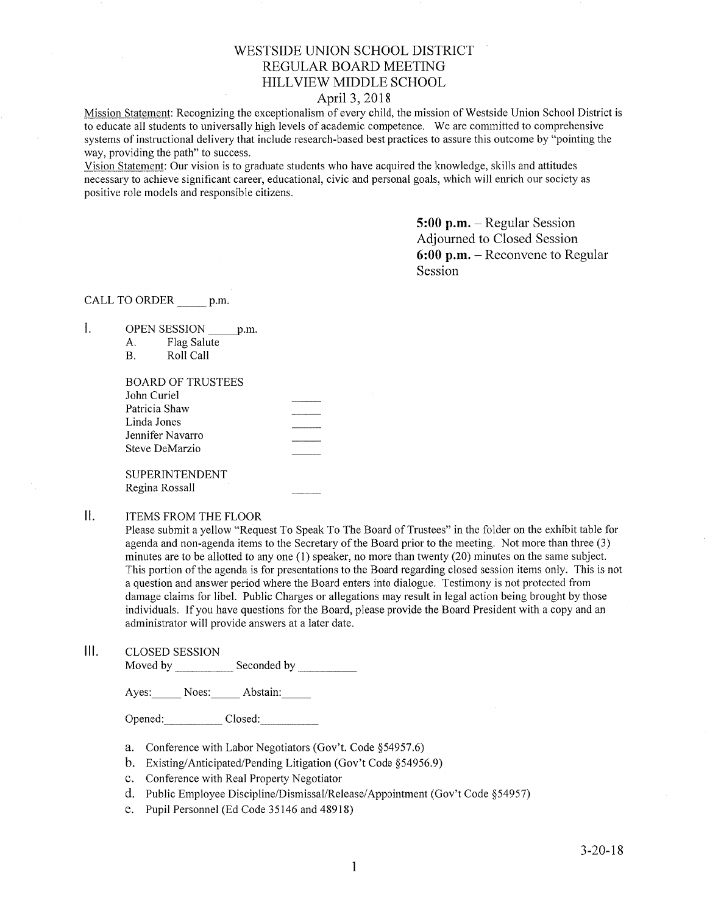# WESTSIDE UNION SCHOOL DISTRICT
# REGULAR BOARD MEETING
# HILLVIEW MIDDLE SCHOOL

April 3, 2018

Mission Statement: Recognizing the exceptionalism of every child, the mission of Westside Union School District is to educate all students to universally high levels of academic competence. We are committed to comprehensive systems of instructional delivery that include research-based best practices to assure this outcome by "pointing the way, providing the path" to success.

Vision Statement: Our vision is to graduate students who have acquired the knowledge, skills and attitudes necessary to achieve significant career, educational, civic and personal goals, which will enrich our society as positive role models and responsible citizens.

**5:00 p.m.** – Regular Session
Adjourned to Closed Session
**6:00 p.m.** – Reconvene to Regular Session

CALL TO ORDER _____ p.m.

I. OPEN SESSION _____ p.m.
   A. Flag Salute
   B. Roll Call

   BOARD OF TRUSTEES

   | | |
   |---|---|
   | John Curiel | _____ |
   | Patricia Shaw | _____ |
   | Linda Jones | _____ |
   | Jennifer Navarro | _____ |
   | Steve DeMarzio | _____ |

   SUPERINTENDENT

   | | |
   |---|---|
   | Regina Rossall | _____ |

II. ITEMS FROM THE FLOOR

Please submit a yellow "Request To Speak To The Board of Trustees" in the folder on the exhibit table for agenda and non-agenda items to the Secretary of the Board prior to the meeting. Not more than three (3) minutes are to be allotted to any one (1) speaker, no more than twenty (20) minutes on the same subject. This portion of the agenda is for presentations to the Board regarding closed session items only. This is not a question and answer period where the Board enters into dialogue. Testimony is not protected from damage claims for libel. Public Charges or allegations may result in legal action being brought by those individuals. If you have questions for the Board, please provide the Board President with a copy and an administrator will provide answers at a later date.

III. CLOSED SESSION

Moved by __________ Seconded by __________

Ayes:_____ Noes:_____ Abstain:_____

Opened:__________ Closed:__________

a. Conference with Labor Negotiators (Gov't. Code §54957.6)
b. Existing/Anticipated/Pending Litigation (Gov't Code §54956.9)
c. Conference with Real Property Negotiator
d. Public Employee Discipline/Dismissal/Release/Appointment (Gov't Code §54957)
e. Pupil Personnel (Ed Code 35146 and 48918)

3-20-18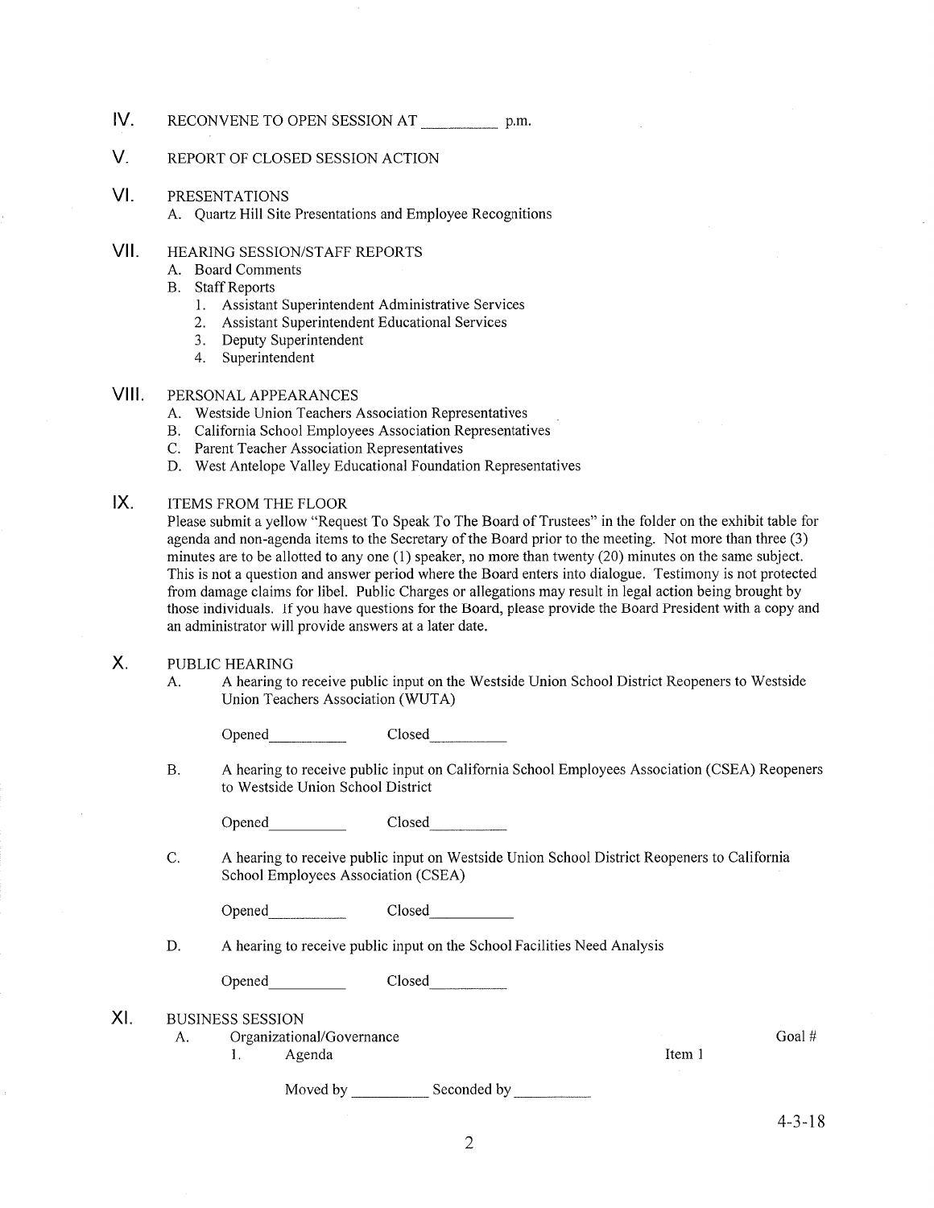## IV. RECONVENE TO OPEN SESSION AT __________ p.m.

## V. REPORT OF CLOSED SESSION ACTION

## VI. PRESENTATIONS

A. Quartz Hill Site Presentations and Employee Recognitions

## VII. HEARING SESSION/STAFF REPORTS

A. Board Comments

B. Staff Reports

1. Assistant Superintendent Administrative Services
2. Assistant Superintendent Educational Services
3. Deputy Superintendent
4. Superintendent

## VIII. PERSONAL APPEARANCES

A. Westside Union Teachers Association Representatives

B. California School Employees Association Representatives

C. Parent Teacher Association Representatives

D. West Antelope Valley Educational Foundation Representatives

## IX. ITEMS FROM THE FLOOR

Please submit a yellow "Request To Speak To The Board of Trustees" in the folder on the exhibit table for agenda and non-agenda items to the Secretary of the Board prior to the meeting. Not more than three (3) minutes are to be allotted to any one (1) speaker, no more than twenty (20) minutes on the same subject. This is not a question and answer period where the Board enters into dialogue. Testimony is not protected from damage claims for libel. Public Charges or allegations may result in legal action being brought by those individuals. If you have questions for the Board, please provide the Board President with a copy and an administrator will provide answers at a later date.

## X. PUBLIC HEARING

A. A hearing to receive public input on the Westside Union School District Reopeners to Westside Union Teachers Association (WUTA)

Opened__________ Closed__________

B. A hearing to receive public input on California School Employees Association (CSEA) Reopeners to Westside Union School District

Opened__________ Closed__________

C. A hearing to receive public input on Westside Union School District Reopeners to California School Employees Association (CSEA)

Opened__________ Closed__________

D. A hearing to receive public input on the School Facilities Need Analysis

Opened__________ Closed__________

## XI. BUSINESS SESSION

A. Organizational/Governance — Goal #

1. Agenda — Item 1

Moved by __________ Seconded by __________

4-3-18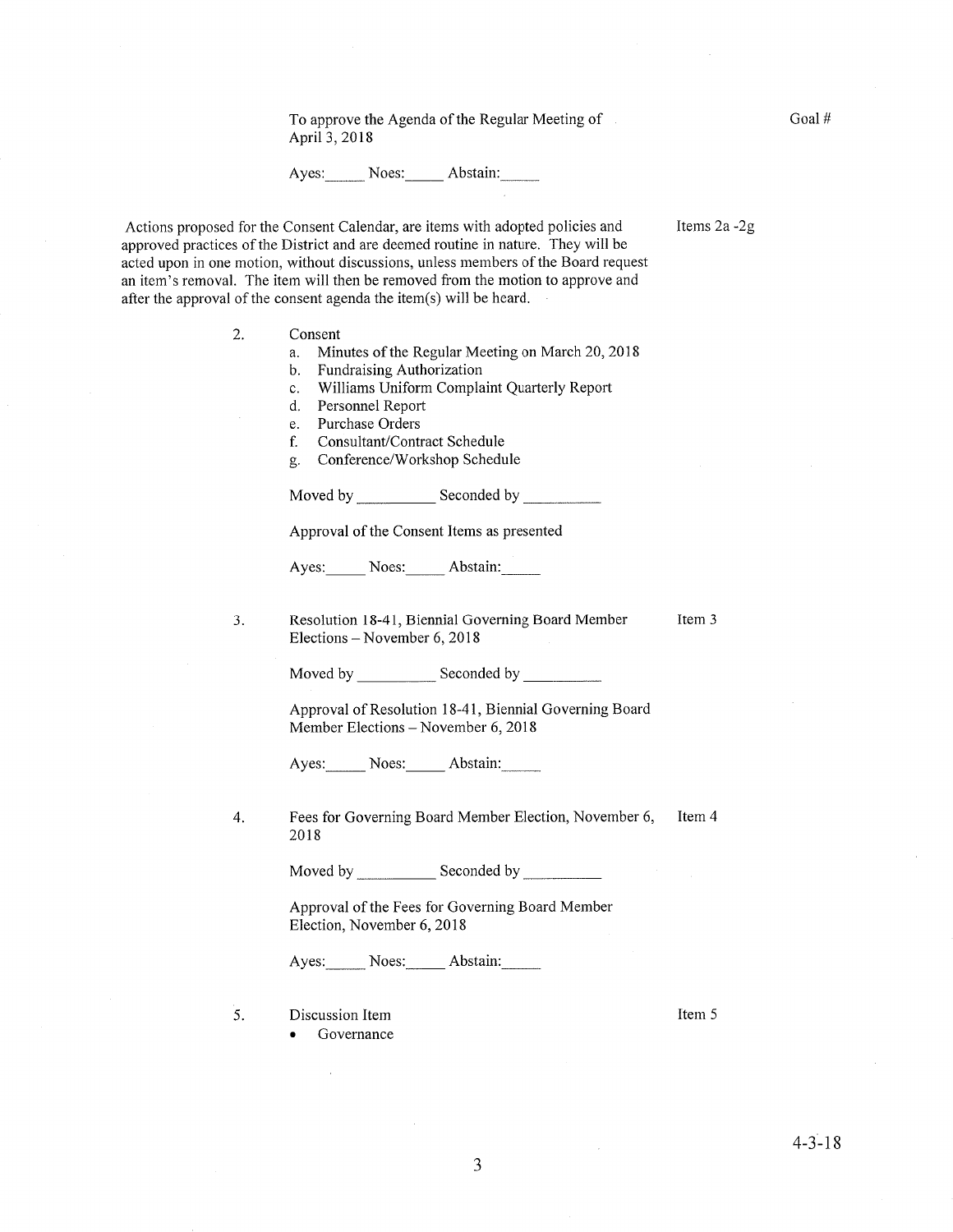To approve the Agenda of the Regular Meeting of April 3, 2018 — Goal #

Ayes:_____ Noes:_____ Abstain:_____

Actions proposed for the Consent Calendar, are items with adopted policies and approved practices of the District and are deemed routine in nature. They will be acted upon in one motion, without discussions, unless members of the Board request an item's removal. The item will then be removed from the motion to approve and after the approval of the consent agenda the item(s) will be heard. — Items 2a -2g

2. Consent
   a. Minutes of the Regular Meeting on March 20, 2018
   b. Fundraising Authorization
   c. Williams Uniform Complaint Quarterly Report
   d. Personnel Report
   e. Purchase Orders
   f. Consultant/Contract Schedule
   g. Conference/Workshop Schedule

   Moved by __________ Seconded by __________

   Approval of the Consent Items as presented

   Ayes:_____ Noes:_____ Abstain:_____

3. Resolution 18-41, Biennial Governing Board Member Elections – November 6, 2018 — Item 3

   Moved by __________ Seconded by __________

   Approval of Resolution 18-41, Biennial Governing Board Member Elections – November 6, 2018

   Ayes:_____ Noes:_____ Abstain:_____

4. Fees for Governing Board Member Election, November 6, 2018 — Item 4

   Moved by __________ Seconded by __________

   Approval of the Fees for Governing Board Member Election, November 6, 2018

   Ayes:_____ Noes:_____ Abstain:_____

5. Discussion Item — Item 5
   - Governance

4-3-18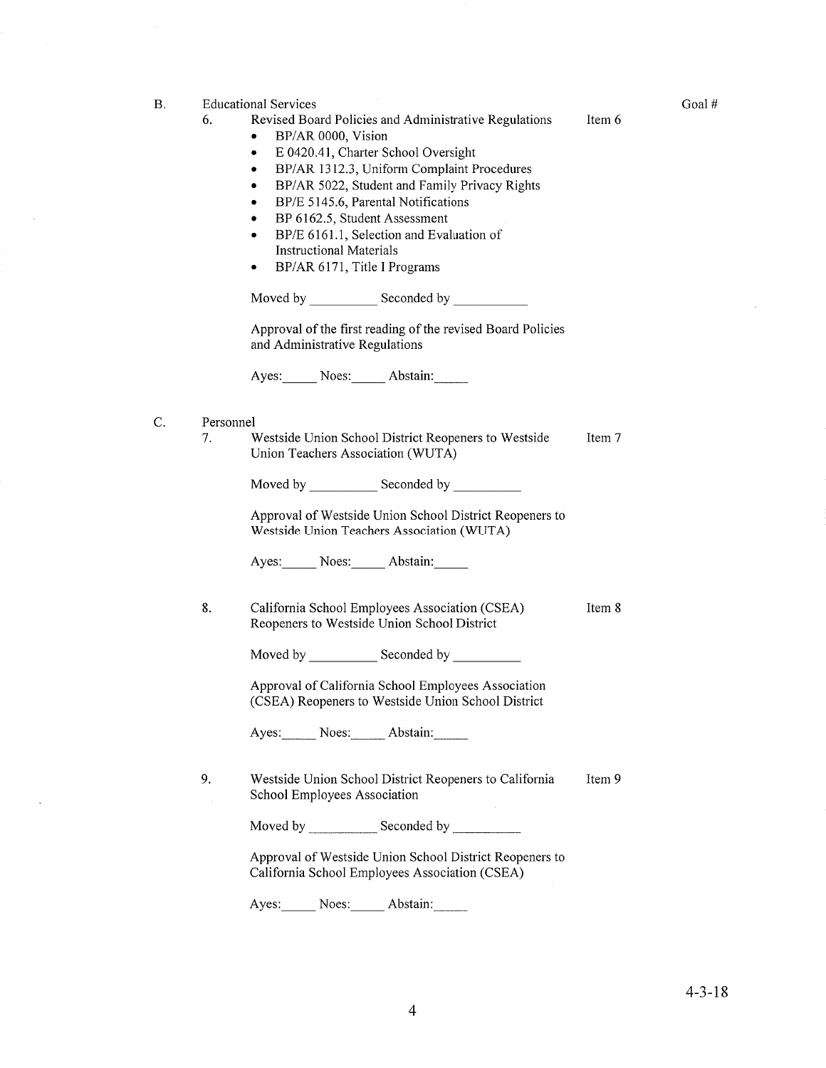**B.** Educational Services Goal #

6. Revised Board Policies and Administrative Regulations — Item 6
   - BP/AR 0000, Vision
   - E 0420.41, Charter School Oversight
   - BP/AR 1312.3, Uniform Complaint Procedures
   - BP/AR 5022, Student and Family Privacy Rights
   - BP/E 5145.6, Parental Notifications
   - BP 6162.5, Student Assessment
   - BP/E 6161.1, Selection and Evaluation of Instructional Materials
   - BP/AR 6171, Title I Programs

   Moved by __________ Seconded by ___________

   Approval of the first reading of the revised Board Policies and Administrative Regulations

   Ayes:_____ Noes:_____ Abstain:_____

**C.** Personnel

7. Westside Union School District Reopeners to Westside Union Teachers Association (WUTA) — Item 7

   Moved by __________ Seconded by __________

   Approval of Westside Union School District Reopeners to Westside Union Teachers Association (WUTA)

   Ayes:_____ Noes:_____ Abstain:_____

8. California School Employees Association (CSEA) Reopeners to Westside Union School District — Item 8

   Moved by __________ Seconded by __________

   Approval of California School Employees Association (CSEA) Reopeners to Westside Union School District

   Ayes:_____ Noes:_____ Abstain:_____

9. Westside Union School District Reopeners to California School Employees Association — Item 9

   Moved by __________ Seconded by __________

   Approval of Westside Union School District Reopeners to California School Employees Association (CSEA)

   Ayes:_____ Noes:_____ Abstain:_____

4-3-18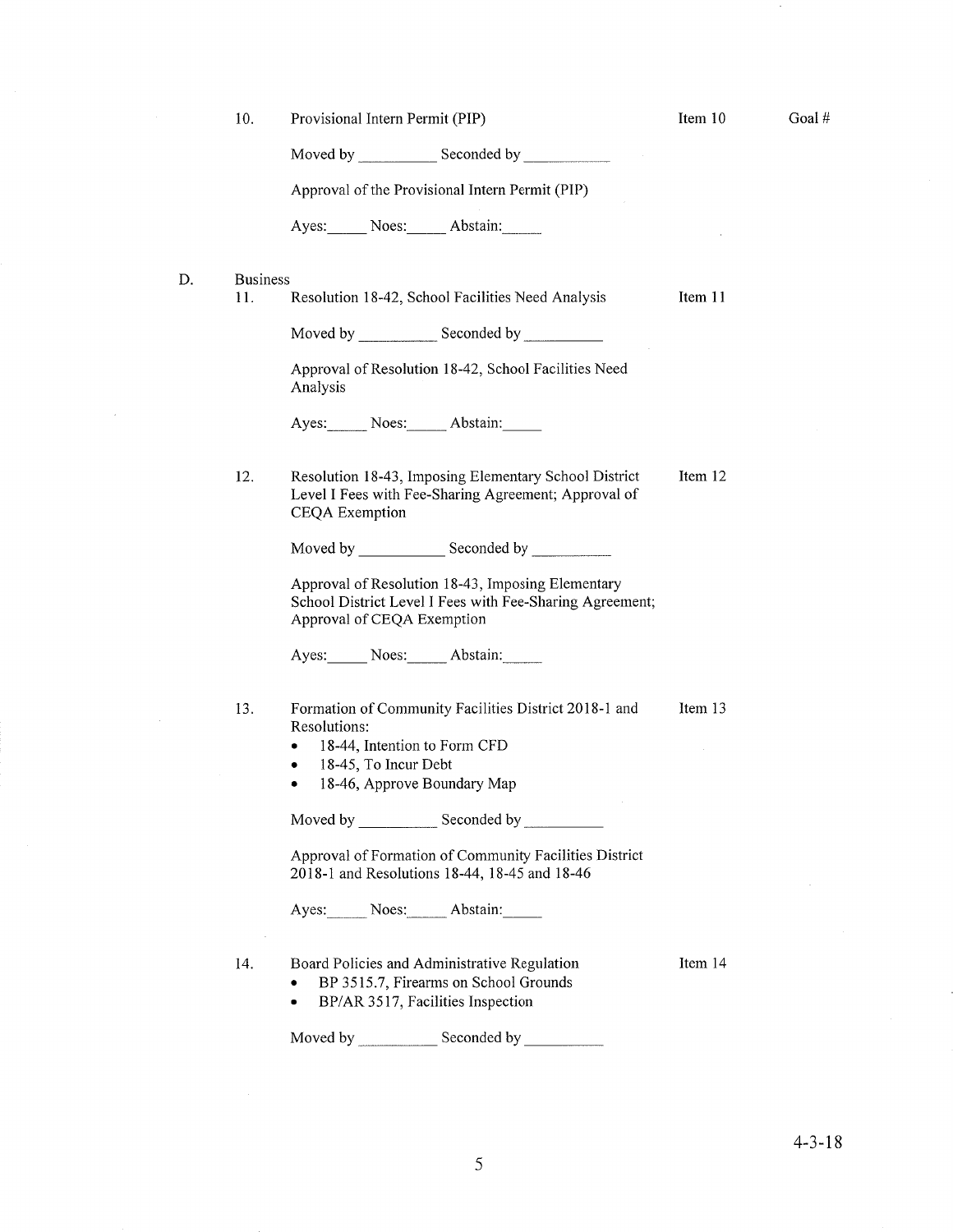10. Provisional Intern Permit (PIP) — Item 10 — Goal #

    Moved by __________ Seconded by __________

    Approval of the Provisional Intern Permit (PIP)

    Ayes:_____ Noes:_____ Abstain:_____

D. Business

11. Resolution 18-42, School Facilities Need Analysis — Item 11

    Moved by __________ Seconded by __________

    Approval of Resolution 18-42, School Facilities Need Analysis

    Ayes:_____ Noes:_____ Abstain:_____

12. Resolution 18-43, Imposing Elementary School District Level I Fees with Fee-Sharing Agreement; Approval of CEQA Exemption — Item 12

    Moved by __________ Seconded by __________

    Approval of Resolution 18-43, Imposing Elementary School District Level I Fees with Fee-Sharing Agreement; Approval of CEQA Exemption

    Ayes:_____ Noes:_____ Abstain:_____

13. Formation of Community Facilities District 2018-1 and Resolutions: — Item 13
    - 18-44, Intention to Form CFD
    - 18-45, To Incur Debt
    - 18-46, Approve Boundary Map

    Moved by __________ Seconded by __________

    Approval of Formation of Community Facilities District 2018-1 and Resolutions 18-44, 18-45 and 18-46

    Ayes:_____ Noes:_____ Abstain:_____

14. Board Policies and Administrative Regulation — Item 14
    - BP 3515.7, Firearms on School Grounds
    - BP/AR 3517, Facilities Inspection

    Moved by __________ Seconded by __________

4-3-18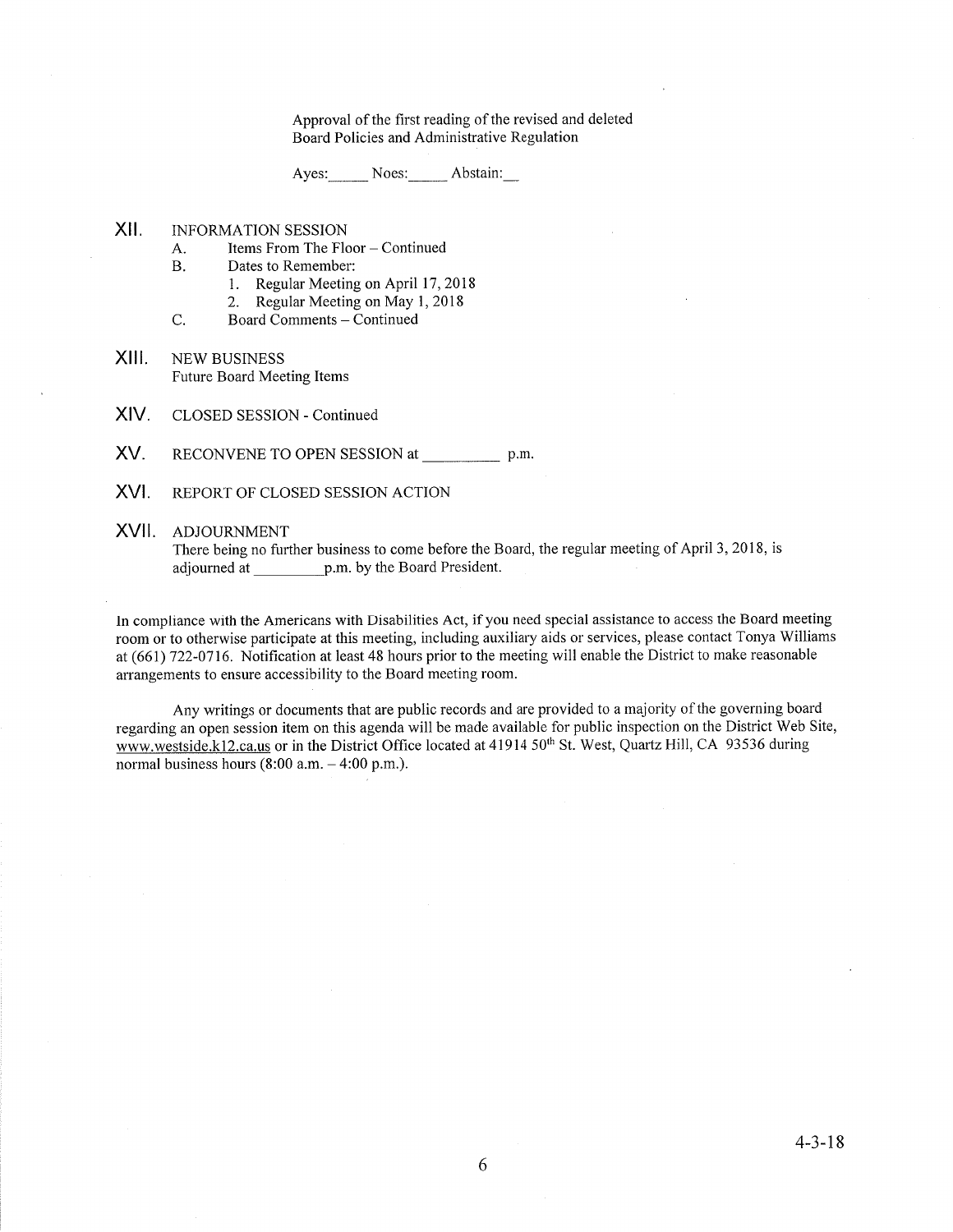Approval of the first reading of the revised and deleted Board Policies and Administrative Regulation

Ayes:_____ Noes:_____ Abstain:__

XII. INFORMATION SESSION

A. Items From The Floor – Continued

B. Dates to Remember:
   1. Regular Meeting on April 17, 2018
   2. Regular Meeting on May 1, 2018

C. Board Comments – Continued

XIII. NEW BUSINESS

Future Board Meeting Items

XIV. CLOSED SESSION - Continued

XV. RECONVENE TO OPEN SESSION at __________ p.m.

XVI. REPORT OF CLOSED SESSION ACTION

XVII. ADJOURNMENT

There being no further business to come before the Board, the regular meeting of April 3, 2018, is adjourned at _________p.m. by the Board President.

In compliance with the Americans with Disabilities Act, if you need special assistance to access the Board meeting room or to otherwise participate at this meeting, including auxiliary aids or services, please contact Tonya Williams at (661) 722-0716. Notification at least 48 hours prior to the meeting will enable the District to make reasonable arrangements to ensure accessibility to the Board meeting room.

Any writings or documents that are public records and are provided to a majority of the governing board regarding an open session item on this agenda will be made available for public inspection on the District Web Site, www.westside.k12.ca.us or in the District Office located at 41914 50th St. West, Quartz Hill, CA 93536 during normal business hours (8:00 a.m. – 4:00 p.m.).

4-3-18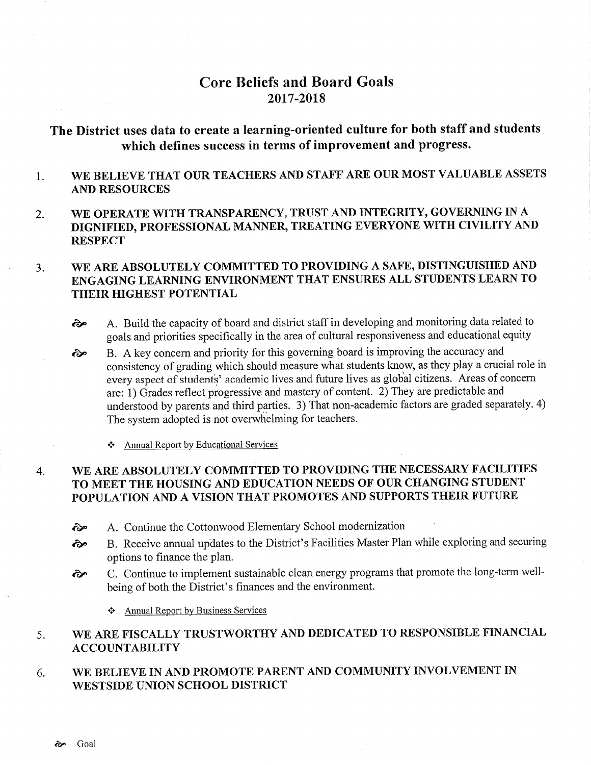# Core Beliefs and Board Goals
# 2017-2018

## The District uses data to create a learning-oriented culture for both staff and students which defines success in terms of improvement and progress.

1. **WE BELIEVE THAT OUR TEACHERS AND STAFF ARE OUR MOST VALUABLE ASSETS AND RESOURCES**

2. **WE OPERATE WITH TRANSPARENCY, TRUST AND INTEGRITY, GOVERNING IN A DIGNIFIED, PROFESSIONAL MANNER, TREATING EVERYONE WITH CIVILITY AND RESPECT**

3. **WE ARE ABSOLUTELY COMMITTED TO PROVIDING A SAFE, DISTINGUISHED AND ENGAGING LEARNING ENVIRONMENT THAT ENSURES ALL STUDENTS LEARN TO THEIR HIGHEST POTENTIAL**

   - A. Build the capacity of board and district staff in developing and monitoring data related to goals and priorities specifically in the area of cultural responsiveness and educational equity
   - B. A key concern and priority for this governing board is improving the accuracy and consistency of grading which should measure what students know, as they play a crucial role in every aspect of students' academic lives and future lives as global citizens. Areas of concern are: 1) Grades reflect progressive and mastery of content. 2) They are predictable and understood by parents and third parties. 3) That non-academic factors are graded separately. 4) The system adopted is not overwhelming for teachers.

     - Annual Report by Educational Services

4. **WE ARE ABSOLUTELY COMMITTED TO PROVIDING THE NECESSARY FACILITIES TO MEET THE HOUSING AND EDUCATION NEEDS OF OUR CHANGING STUDENT POPULATION AND A VISION THAT PROMOTES AND SUPPORTS THEIR FUTURE**

   - A. Continue the Cottonwood Elementary School modernization
   - B. Receive annual updates to the District's Facilities Master Plan while exploring and securing options to finance the plan.
   - C. Continue to implement sustainable clean energy programs that promote the long-term well-being of both the District's finances and the environment.

     - Annual Report by Business Services

5. **WE ARE FISCALLY TRUSTWORTHY AND DEDICATED TO RESPONSIBLE FINANCIAL ACCOUNTABILITY**

6. **WE BELIEVE IN AND PROMOTE PARENT AND COMMUNITY INVOLVEMENT IN WESTSIDE UNION SCHOOL DISTRICT**

Goal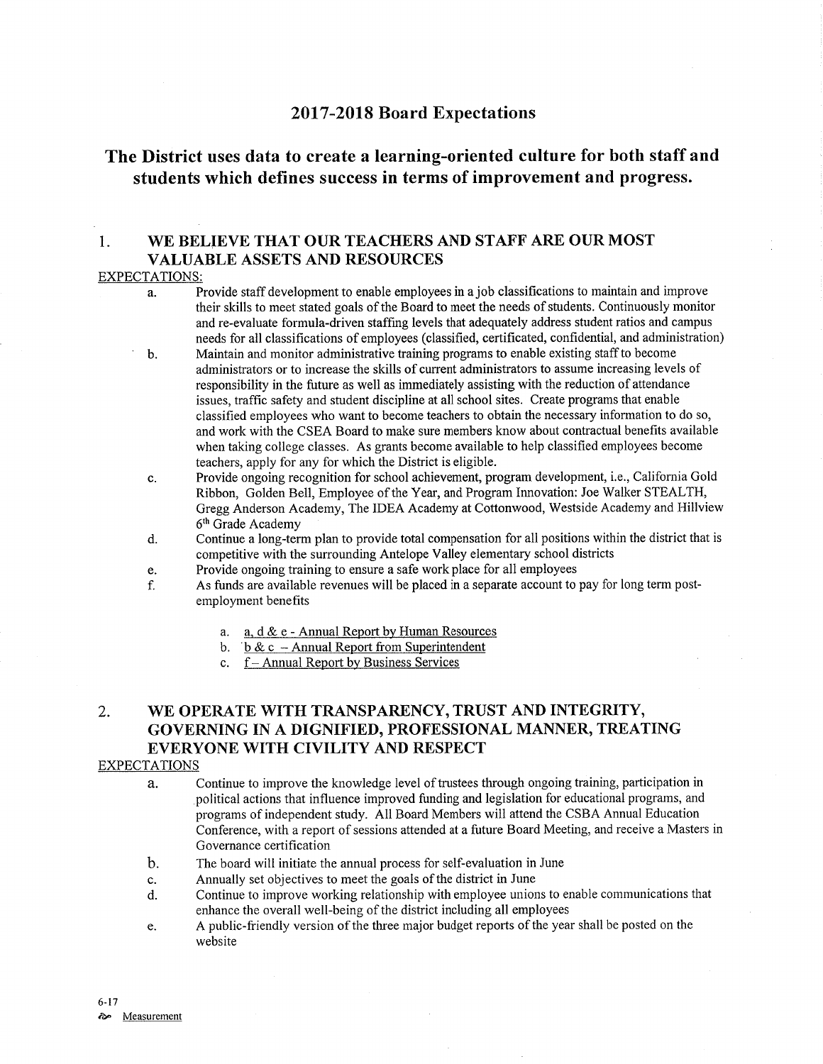## 2017-2018 Board Expectations

## The District uses data to create a learning-oriented culture for both staff and students which defines success in terms of improvement and progress.

### 1. WE BELIEVE THAT OUR TEACHERS AND STAFF ARE OUR MOST VALUABLE ASSETS AND RESOURCES

<u>EXPECTATIONS:</u>

a. Provide staff development to enable employees in a job classifications to maintain and improve their skills to meet stated goals of the Board to meet the needs of students. Continuously monitor and re-evaluate formula-driven staffing levels that adequately address student ratios and campus needs for all classifications of employees (classified, certificated, confidential, and administration)

b. Maintain and monitor administrative training programs to enable existing staff to become administrators or to increase the skills of current administrators to assume increasing levels of responsibility in the future as well as immediately assisting with the reduction of attendance issues, traffic safety and student discipline at all school sites. Create programs that enable classified employees who want to become teachers to obtain the necessary information to do so, and work with the CSEA Board to make sure members know about contractual benefits available when taking college classes. As grants become available to help classified employees become teachers, apply for any for which the District is eligible.

c. Provide ongoing recognition for school achievement, program development, i.e., California Gold Ribbon, Golden Bell, Employee of the Year, and Program Innovation: Joe Walker STEALTH, Gregg Anderson Academy, The IDEA Academy at Cottonwood, Westside Academy and Hillview 6th Grade Academy

d. Continue a long-term plan to provide total compensation for all positions within the district that is competitive with the surrounding Antelope Valley elementary school districts

e. Provide ongoing training to ensure a safe work place for all employees

f. As funds are available revenues will be placed in a separate account to pay for long term post-employment benefits

   a. <u>a, d & e - Annual Report by Human Resources</u>
   b. <u>b & c – Annual Report from Superintendent</u>
   c. <u>f – Annual Report by Business Services</u>

### 2. WE OPERATE WITH TRANSPARENCY, TRUST AND INTEGRITY, GOVERNING IN A DIGNIFIED, PROFESSIONAL MANNER, TREATING EVERYONE WITH CIVILITY AND RESPECT

<u>EXPECTATIONS</u>

a. Continue to improve the knowledge level of trustees through ongoing training, participation in political actions that influence improved funding and legislation for educational programs, and programs of independent study. All Board Members will attend the CSBA Annual Education Conference, with a report of sessions attended at a future Board Meeting, and receive a Masters in Governance certification

b. The board will initiate the annual process for self-evaluation in June

c. Annually set objectives to meet the goals of the district in June

d. Continue to improve working relationship with employee unions to enable communications that enhance the overall well-being of the district including all employees

e. A public-friendly version of the three major budget reports of the year shall be posted on the website

6-17

<u>Measurement</u>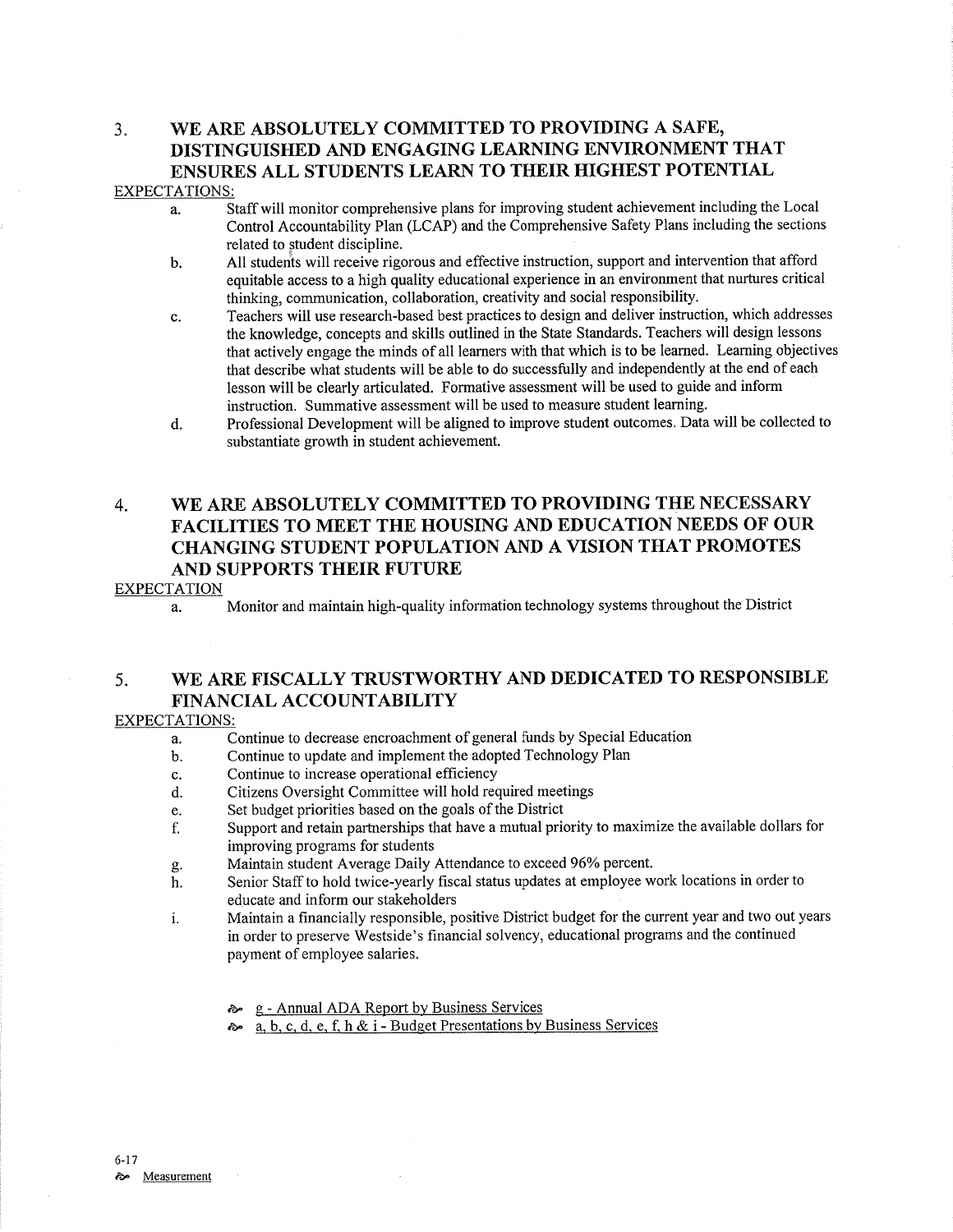## 3. WE ARE ABSOLUTELY COMMITTED TO PROVIDING A SAFE, DISTINGUISHED AND ENGAGING LEARNING ENVIRONMENT THAT ENSURES ALL STUDENTS LEARN TO THEIR HIGHEST POTENTIAL

EXPECTATIONS:

a. Staff will monitor comprehensive plans for improving student achievement including the Local Control Accountability Plan (LCAP) and the Comprehensive Safety Plans including the sections related to student discipline.

b. All students will receive rigorous and effective instruction, support and intervention that afford equitable access to a high quality educational experience in an environment that nurtures critical thinking, communication, collaboration, creativity and social responsibility.

c. Teachers will use research-based best practices to design and deliver instruction, which addresses the knowledge, concepts and skills outlined in the State Standards. Teachers will design lessons that actively engage the minds of all learners with that which is to be learned. Learning objectives that describe what students will be able to do successfully and independently at the end of each lesson will be clearly articulated. Formative assessment will be used to guide and inform instruction. Summative assessment will be used to measure student learning.

d. Professional Development will be aligned to improve student outcomes. Data will be collected to substantiate growth in student achievement.

## 4. WE ARE ABSOLUTELY COMMITTED TO PROVIDING THE NECESSARY FACILITIES TO MEET THE HOUSING AND EDUCATION NEEDS OF OUR CHANGING STUDENT POPULATION AND A VISION THAT PROMOTES AND SUPPORTS THEIR FUTURE

EXPECTATION

a. Monitor and maintain high-quality information technology systems throughout the District

## 5. WE ARE FISCALLY TRUSTWORTHY AND DEDICATED TO RESPONSIBLE FINANCIAL ACCOUNTABILITY

EXPECTATIONS:

a. Continue to decrease encroachment of general funds by Special Education

b. Continue to update and implement the adopted Technology Plan

c. Continue to increase operational efficiency

d. Citizens Oversight Committee will hold required meetings

e. Set budget priorities based on the goals of the District

f. Support and retain partnerships that have a mutual priority to maximize the available dollars for improving programs for students

g. Maintain student Average Daily Attendance to exceed 96% percent.

h. Senior Staff to hold twice-yearly fiscal status updates at employee work locations in order to educate and inform our stakeholders

i. Maintain a financially responsible, positive District budget for the current year and two out years in order to preserve Westside's financial solvency, educational programs and the continued payment of employee salaries.

- g - Annual ADA Report by Business Services
- a, b, c, d, e, f, h & i - Budget Presentations by Business Services

6-17

Measurement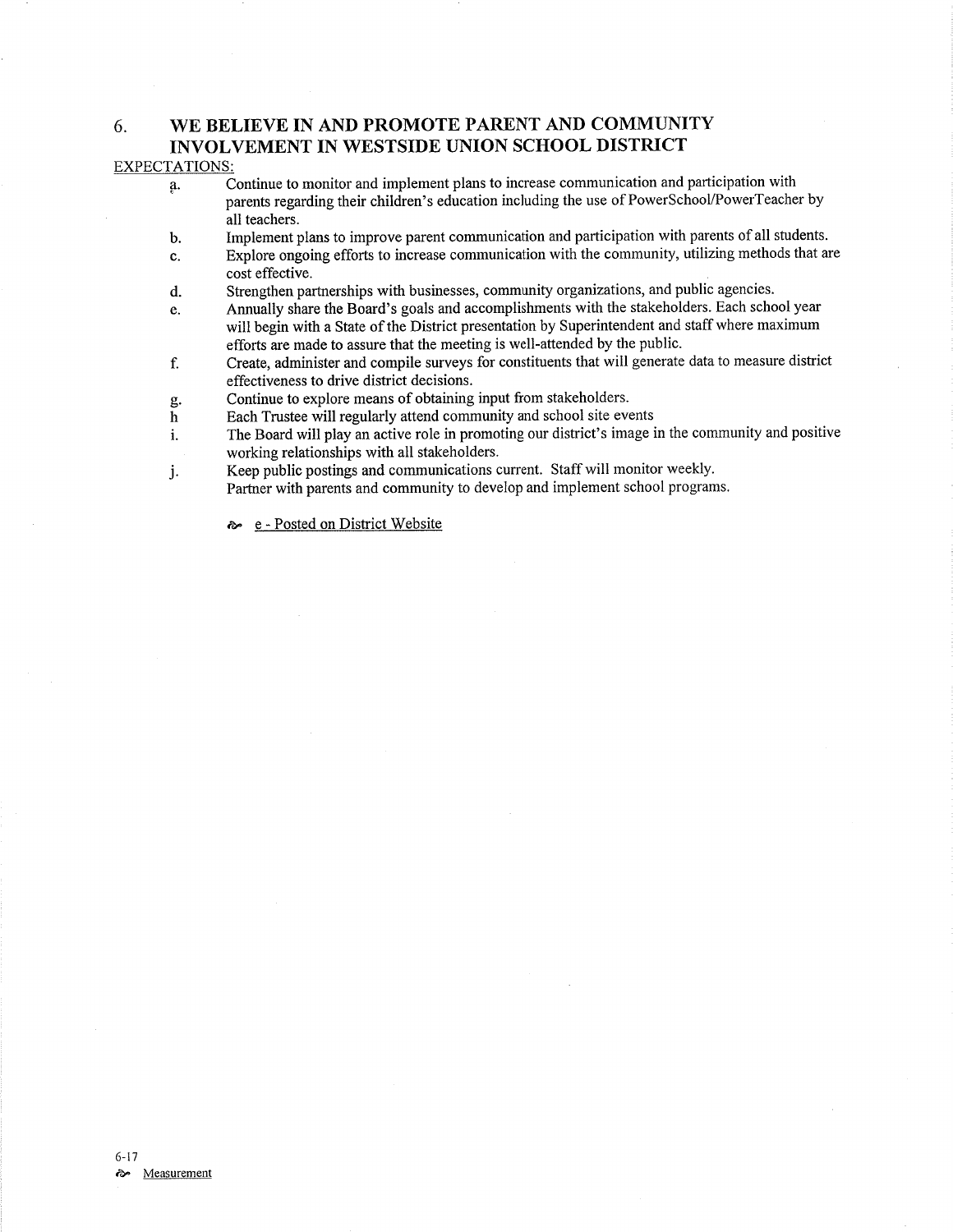## 6. WE BELIEVE IN AND PROMOTE PARENT AND COMMUNITY INVOLVEMENT IN WESTSIDE UNION SCHOOL DISTRICT

EXPECTATIONS:

a. Continue to monitor and implement plans to increase communication and participation with parents regarding their children's education including the use of PowerSchool/PowerTeacher by all teachers.

b. Implement plans to improve parent communication and participation with parents of all students.

c. Explore ongoing efforts to increase communication with the community, utilizing methods that are cost effective.

d. Strengthen partnerships with businesses, community organizations, and public agencies.

e. Annually share the Board's goals and accomplishments with the stakeholders. Each school year will begin with a State of the District presentation by Superintendent and staff where maximum efforts are made to assure that the meeting is well-attended by the public.

f. Create, administer and compile surveys for constituents that will generate data to measure district effectiveness to drive district decisions.

g. Continue to explore means of obtaining input from stakeholders.

h Each Trustee will regularly attend community and school site events

i. The Board will play an active role in promoting our district's image in the community and positive working relationships with all stakeholders.

j. Keep public postings and communications current. Staff will monitor weekly.
Partner with parents and community to develop and implement school programs.

- e - Posted on District Website

6-17
- Measurement